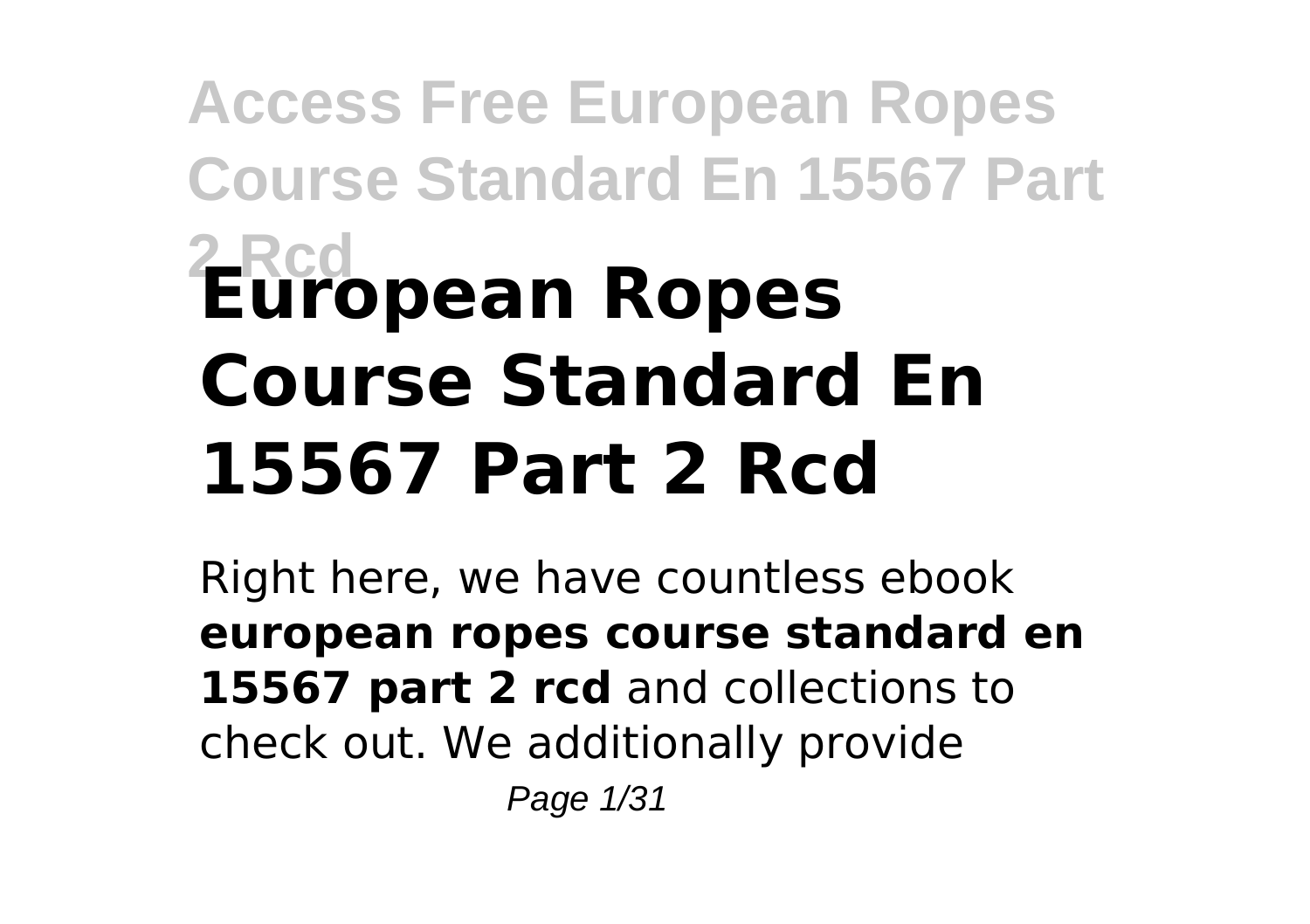# European Ropes Course Standard En 15567 Part 2 Rcd

Right here, we have countless ebook **european ropes course standard en 15567 part 2 rcd** and collections to check out. We additionally provide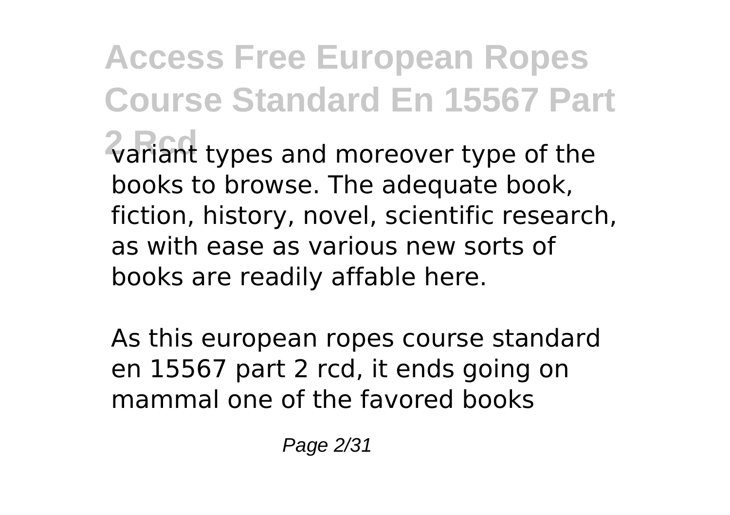variant types and moreover type of the books to browse. The adequate book, fiction, history, novel, scientific research, as with ease as various new sorts of books are readily affable here.

As this european ropes course standard en 15567 part 2 rcd, it ends going on mammal one of the favored books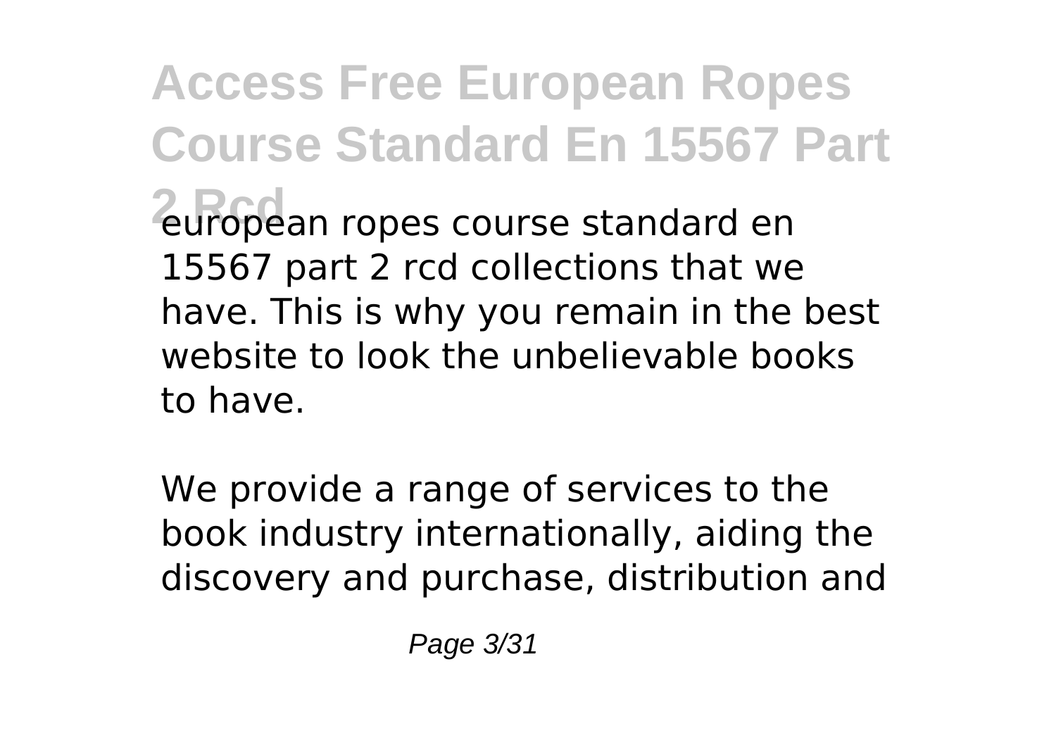european ropes course standard en 15567 part 2 rcd collections that we have. This is why you remain in the best website to look the unbelievable books to have.

We provide a range of services to the book industry internationally, aiding the discovery and purchase, distribution and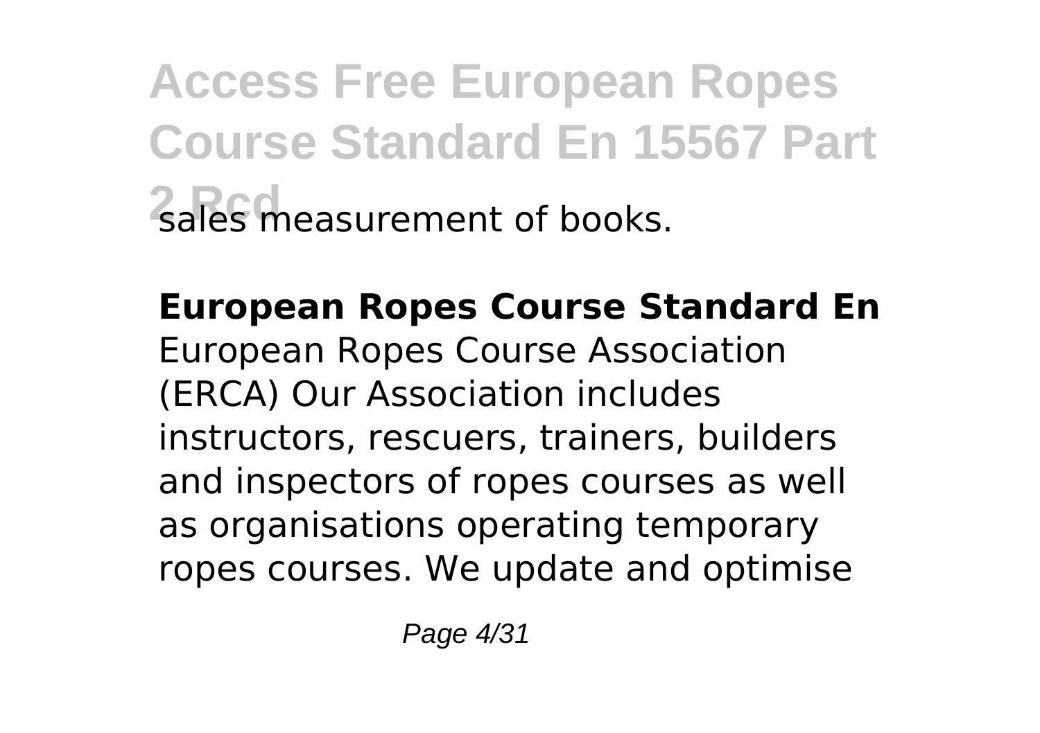sales measurement of books.

**European Ropes Course Standard En**

European Ropes Course Association (ERCA) Our Association includes instructors, rescuers, trainers, builders and inspectors of ropes courses as well as organisations operating temporary ropes courses. We update and optimise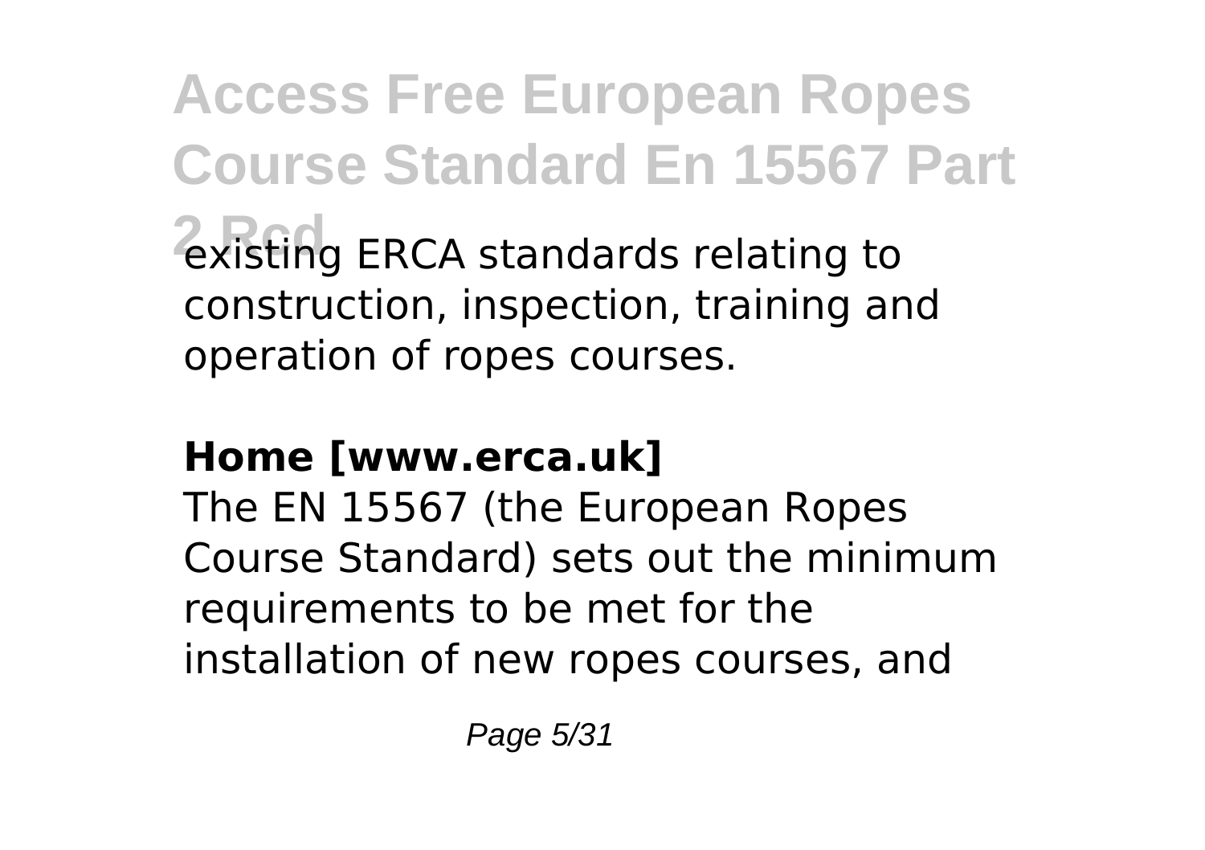existing ERCA standards relating to construction, inspection, training and operation of ropes courses.

**Home [www.erca.uk]**

The EN 15567 (the European Ropes Course Standard) sets out the minimum requirements to be met for the installation of new ropes courses, and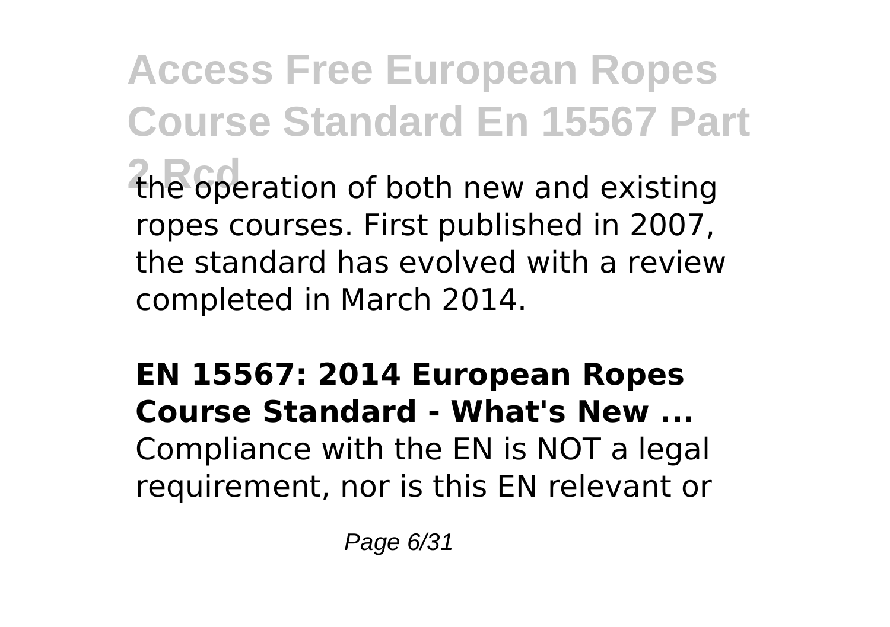the operation of both new and existing ropes courses. First published in 2007, the standard has evolved with a review completed in March 2014.

**EN 15567: 2014 European Ropes Course Standard - What's New ...**
Compliance with the EN is NOT a legal requirement, nor is this EN relevant or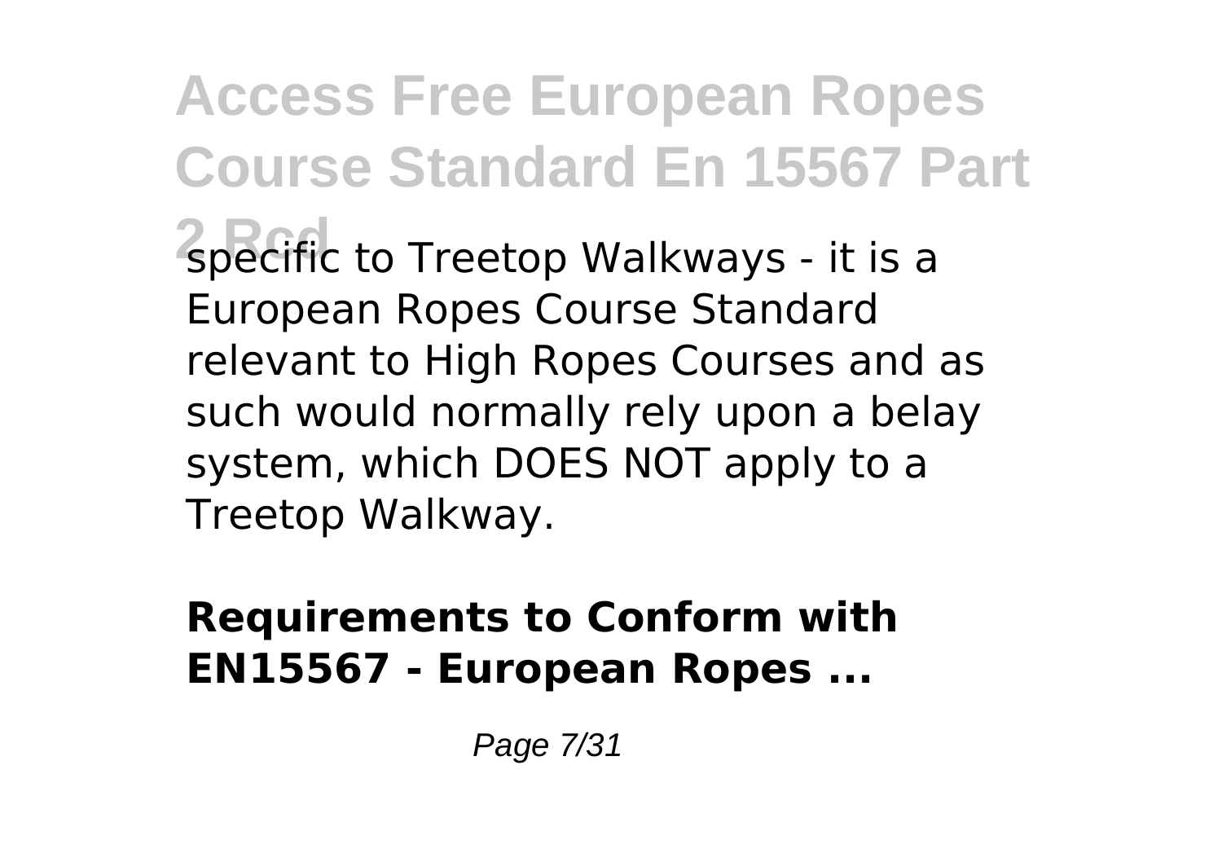specific to Treetop Walkways - it is a European Ropes Course Standard relevant to High Ropes Courses and as such would normally rely upon a belay system, which DOES NOT apply to a Treetop Walkway.

**Requirements to Conform with EN15567 - European Ropes ...**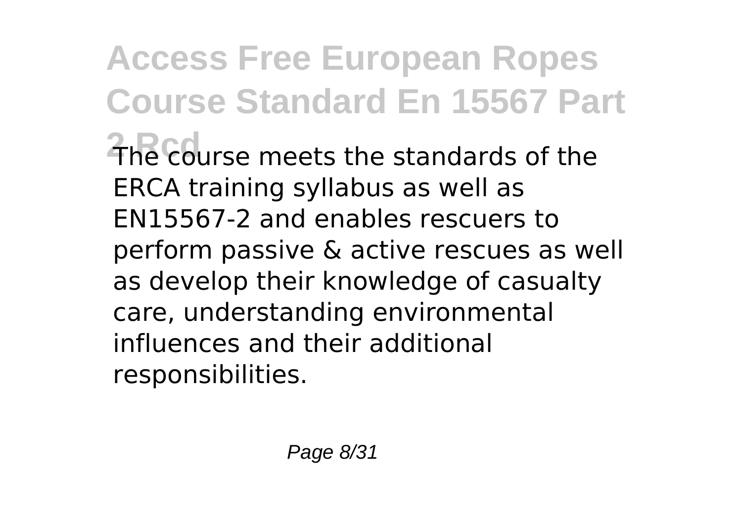The course meets the standards of the ERCA training syllabus as well as EN15567-2 and enables rescuers to perform passive & active rescues as well as develop their knowledge of casualty care, understanding environmental influences and their additional responsibilities.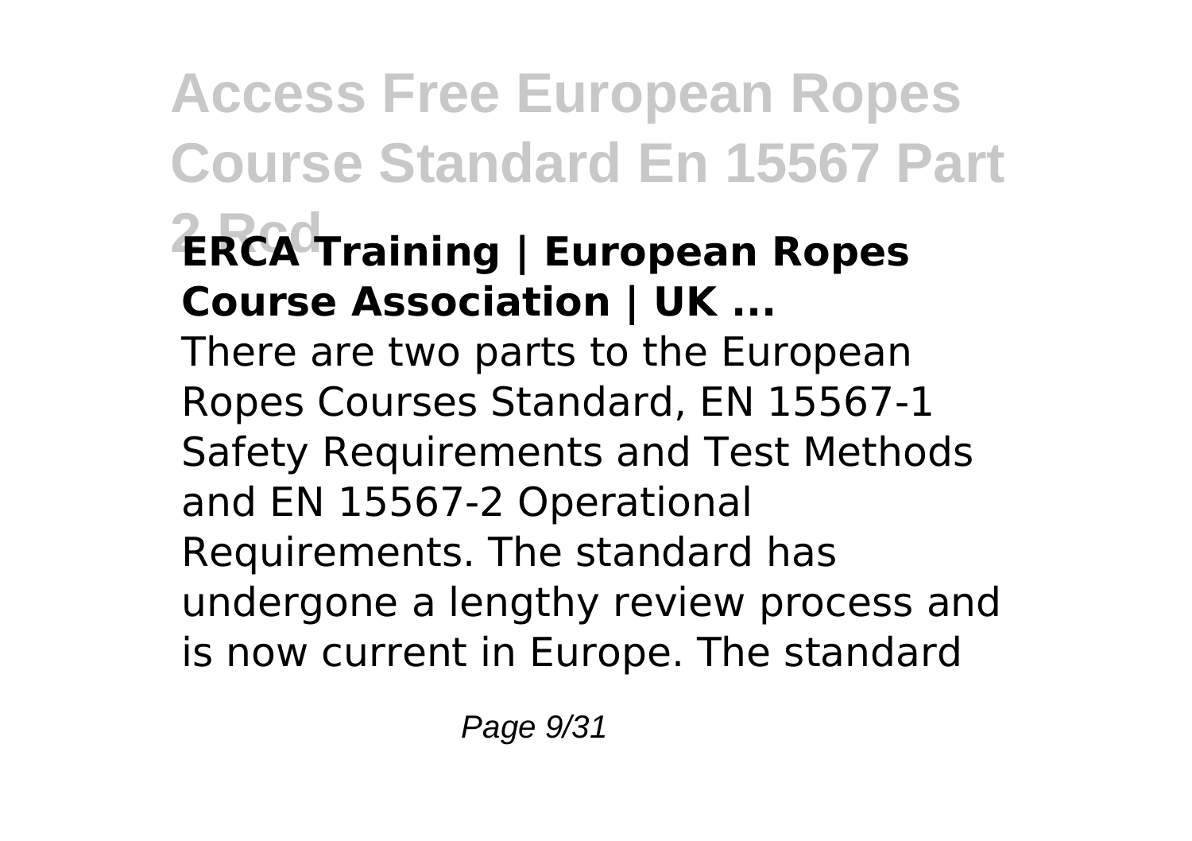### ERCA Training | European Ropes Course Association | UK ...

There are two parts to the European Ropes Courses Standard, EN 15567-1 Safety Requirements and Test Methods and EN 15567-2 Operational Requirements. The standard has undergone a lengthy review process and is now current in Europe. The standard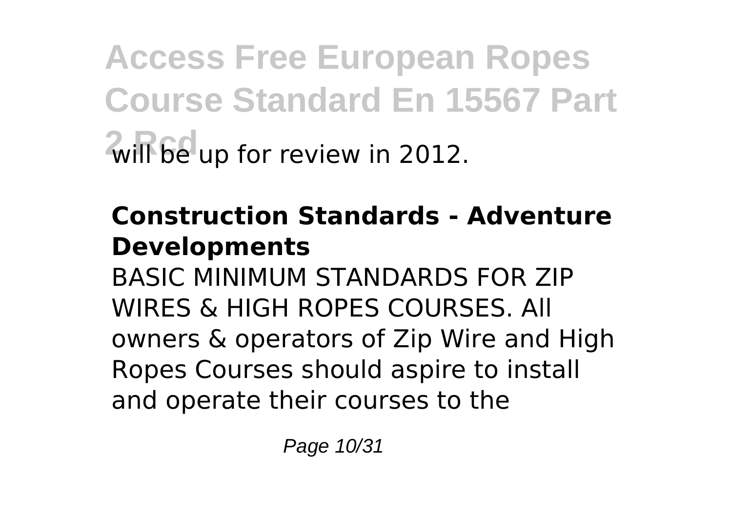will be up for review in 2012.

**Construction Standards - Adventure Developments**

BASIC MINIMUM STANDARDS FOR ZIP WIRES & HIGH ROPES COURSES. All owners & operators of Zip Wire and High Ropes Courses should aspire to install and operate their courses to the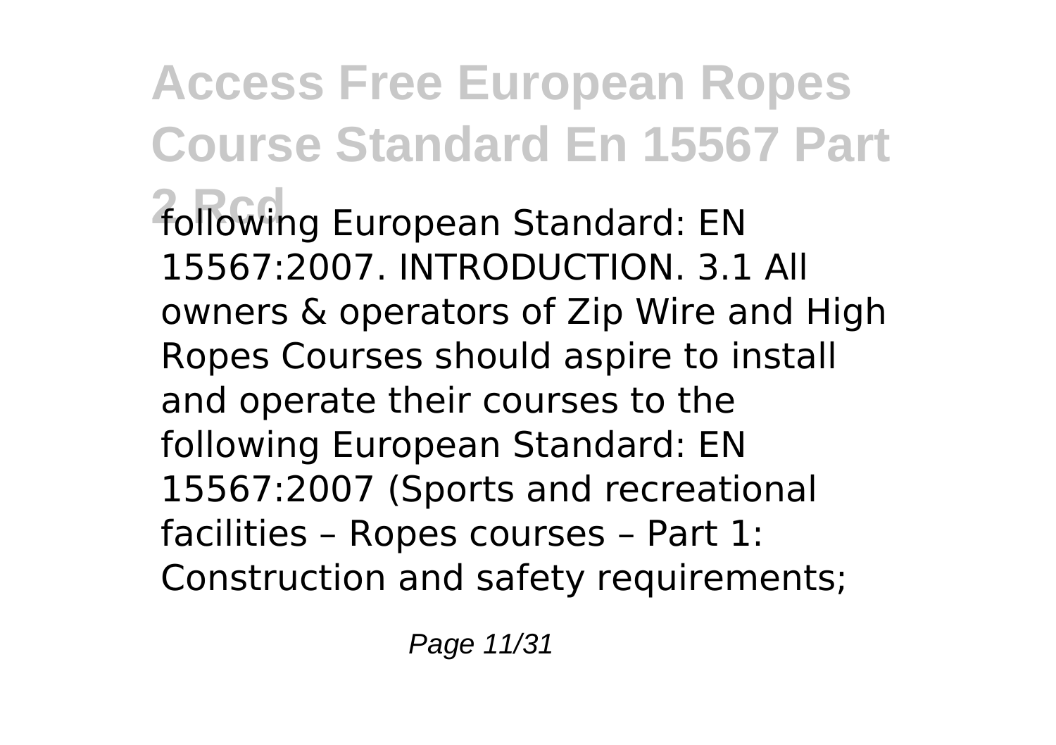following European Standard: EN 15567:2007. INTRODUCTION. 3.1 All owners & operators of Zip Wire and High Ropes Courses should aspire to install and operate their courses to the following European Standard: EN 15567:2007 (Sports and recreational facilities – Ropes courses – Part 1: Construction and safety requirements;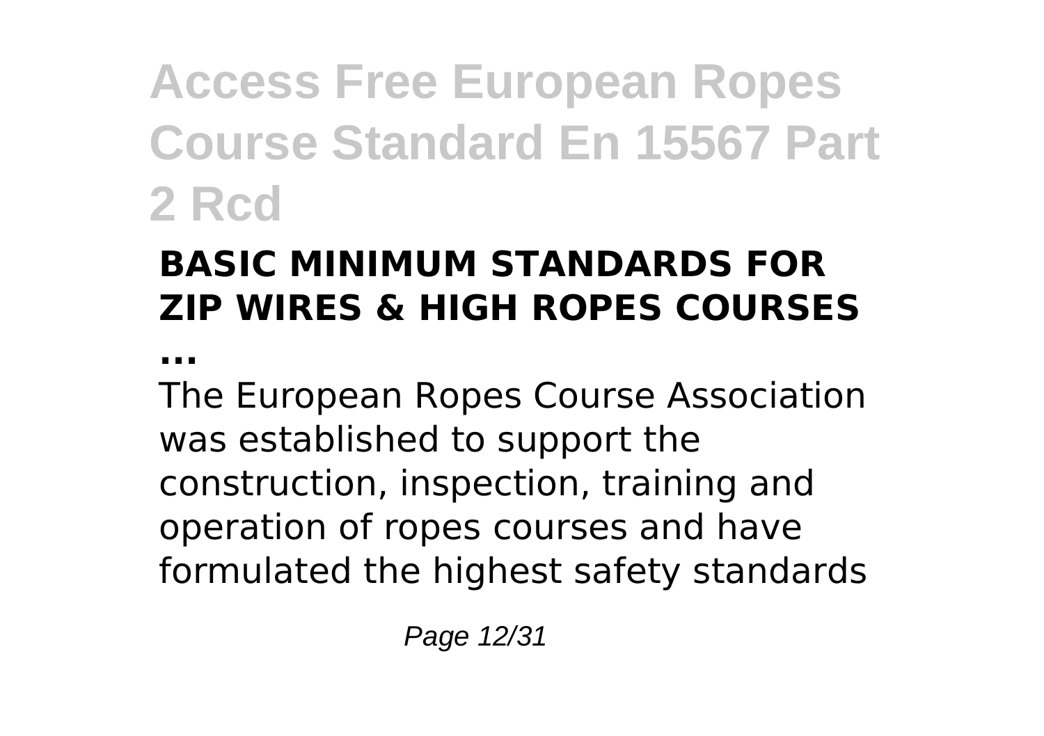### BASIC MINIMUM STANDARDS FOR ZIP WIRES & HIGH ROPES COURSES

**...**

The European Ropes Course Association was established to support the construction, inspection, training and operation of ropes courses and have formulated the highest safety standards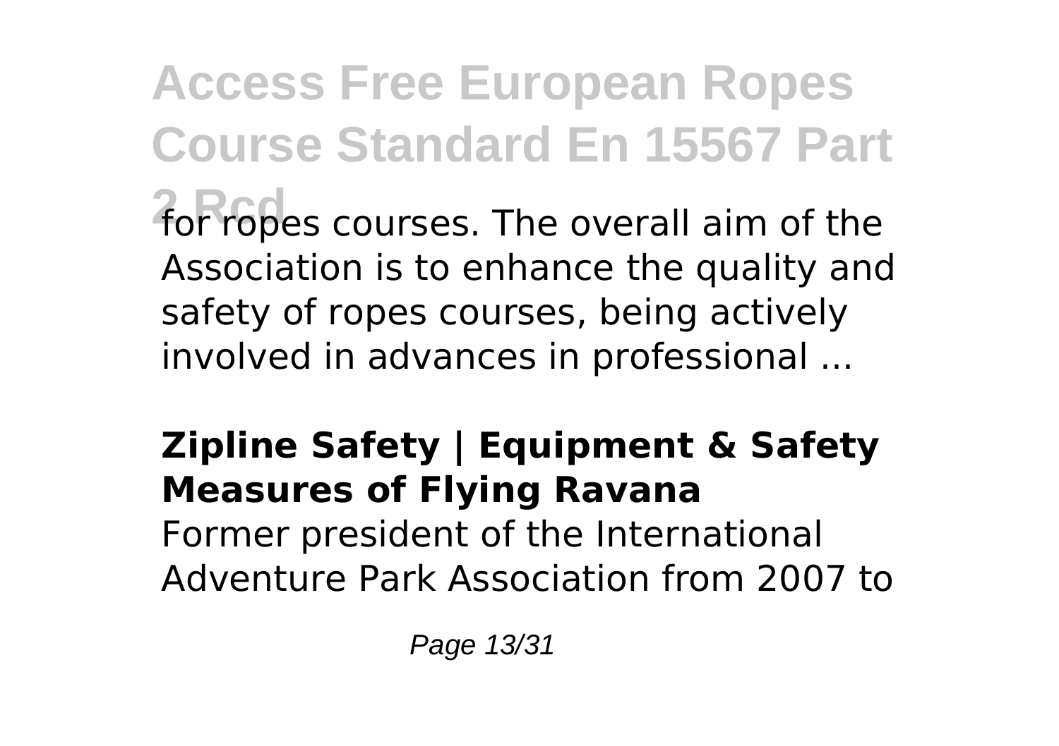for ropes courses. The overall aim of the Association is to enhance the quality and safety of ropes courses, being actively involved in advances in professional ...

**Zipline Safety | Equipment & Safety Measures of Flying Ravana**

Former president of the International Adventure Park Association from 2007 to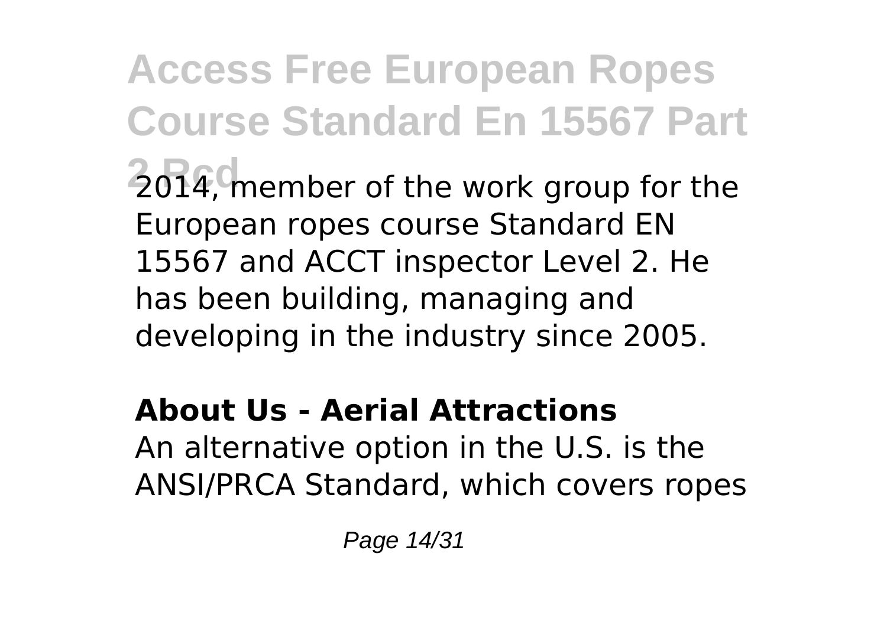2014, member of the work group for the European ropes course Standard EN 15567 and ACCT inspector Level 2. He has been building, managing and developing in the industry since 2005.

**About Us - Aerial Attractions**

An alternative option in the U.S. is the ANSI/PRCA Standard, which covers ropes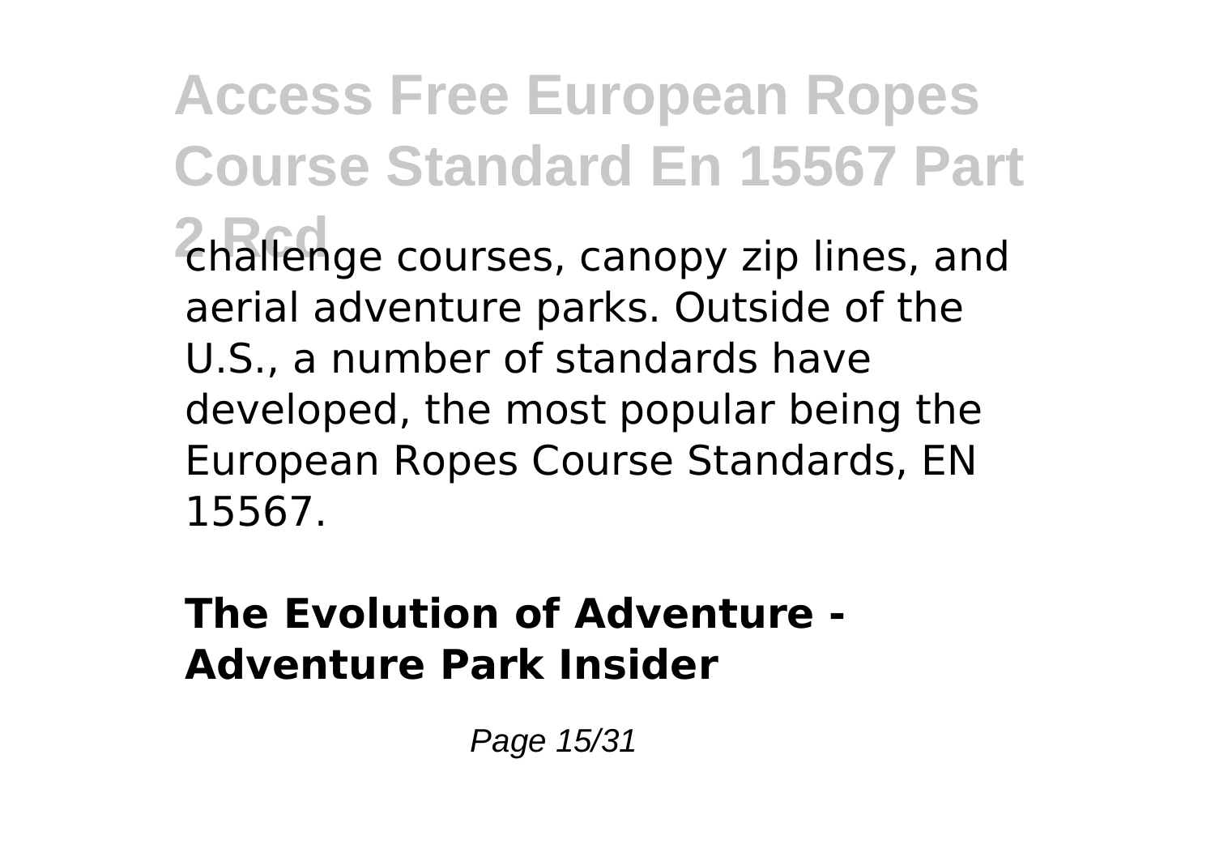challenge courses, canopy zip lines, and aerial adventure parks. Outside of the U.S., a number of standards have developed, the most popular being the European Ropes Course Standards, EN 15567.

**The Evolution of Adventure - Adventure Park Insider**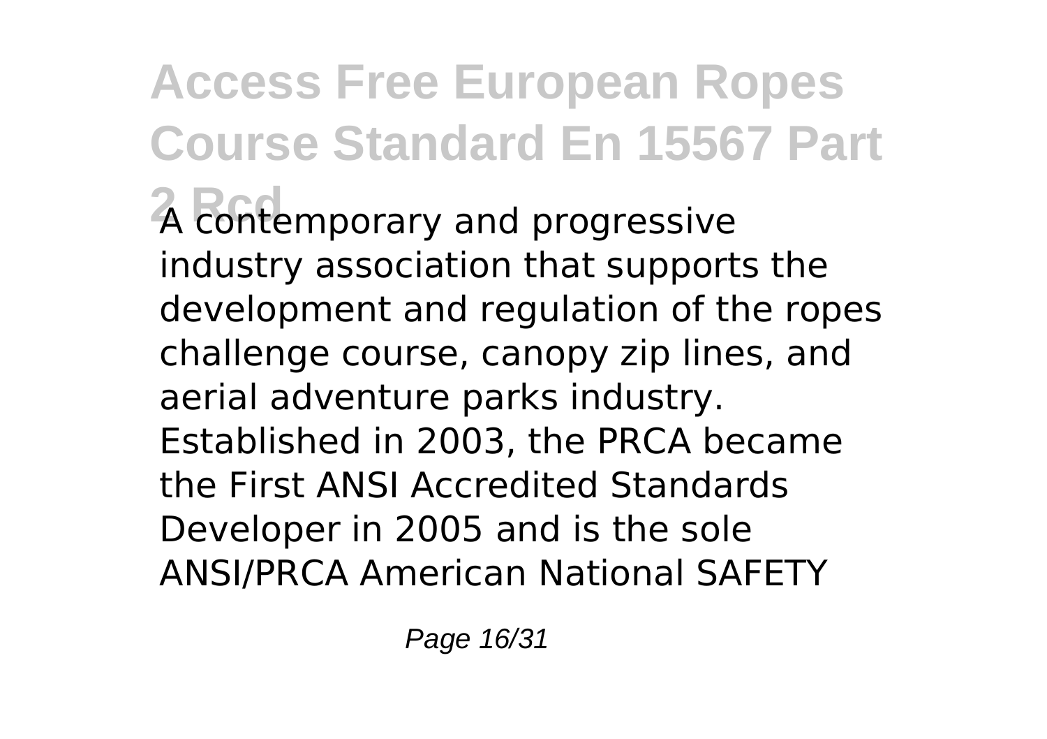A contemporary and progressive industry association that supports the development and regulation of the ropes challenge course, canopy zip lines, and aerial adventure parks industry. Established in 2003, the PRCA became the First ANSI Accredited Standards Developer in 2005 and is the sole ANSI/PRCA American National SAFETY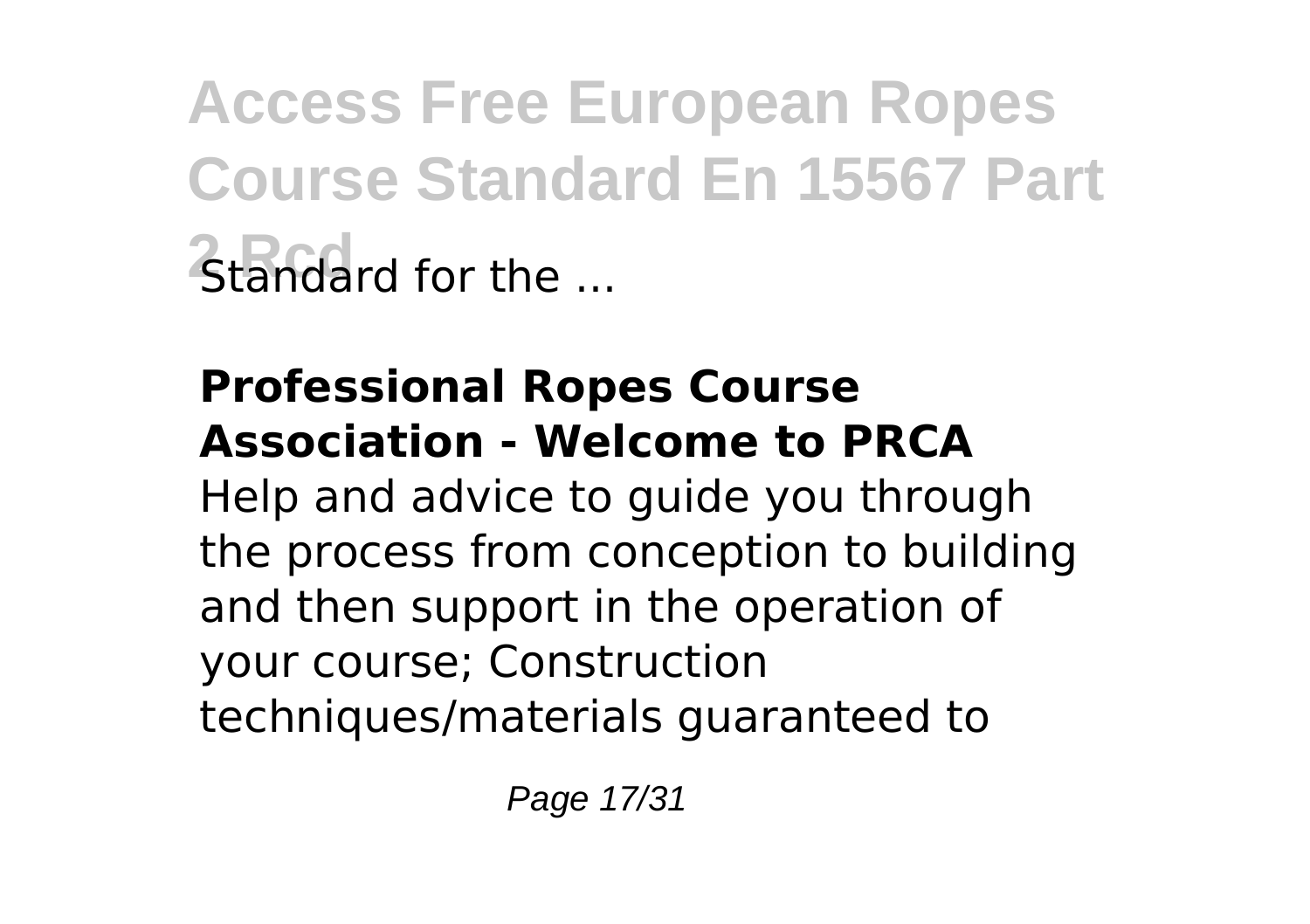Standard for the ...

**Professional Ropes Course Association - Welcome to PRCA**

Help and advice to guide you through the process from conception to building and then support in the operation of your course; Construction techniques/materials guaranteed to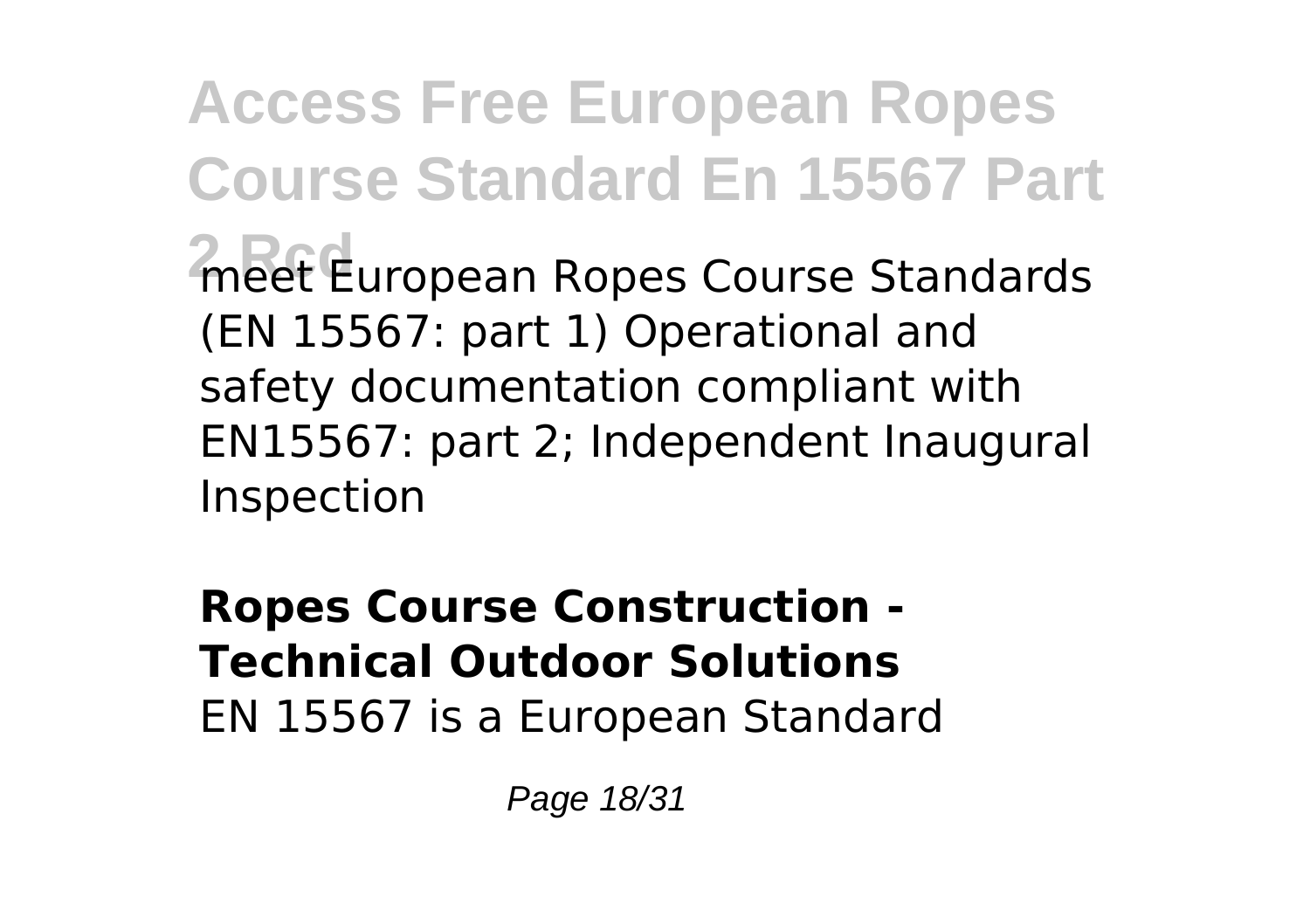meet European Ropes Course Standards (EN 15567: part 1) Operational and safety documentation compliant with EN15567: part 2; Independent Inaugural Inspection

**Ropes Course Construction - Technical Outdoor Solutions**

EN 15567 is a European Standard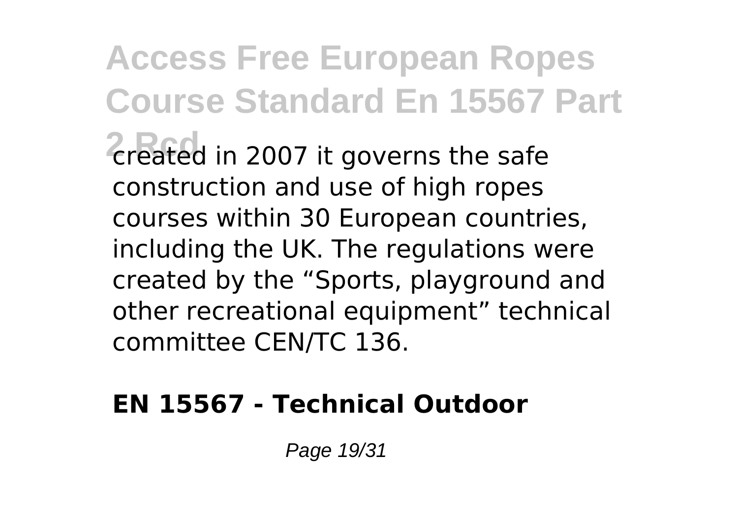created in 2007 it governs the safe construction and use of high ropes courses within 30 European countries, including the UK. The regulations were created by the “Sports, playground and other recreational equipment” technical committee CEN/TC 136.

**EN 15567 - Technical Outdoor**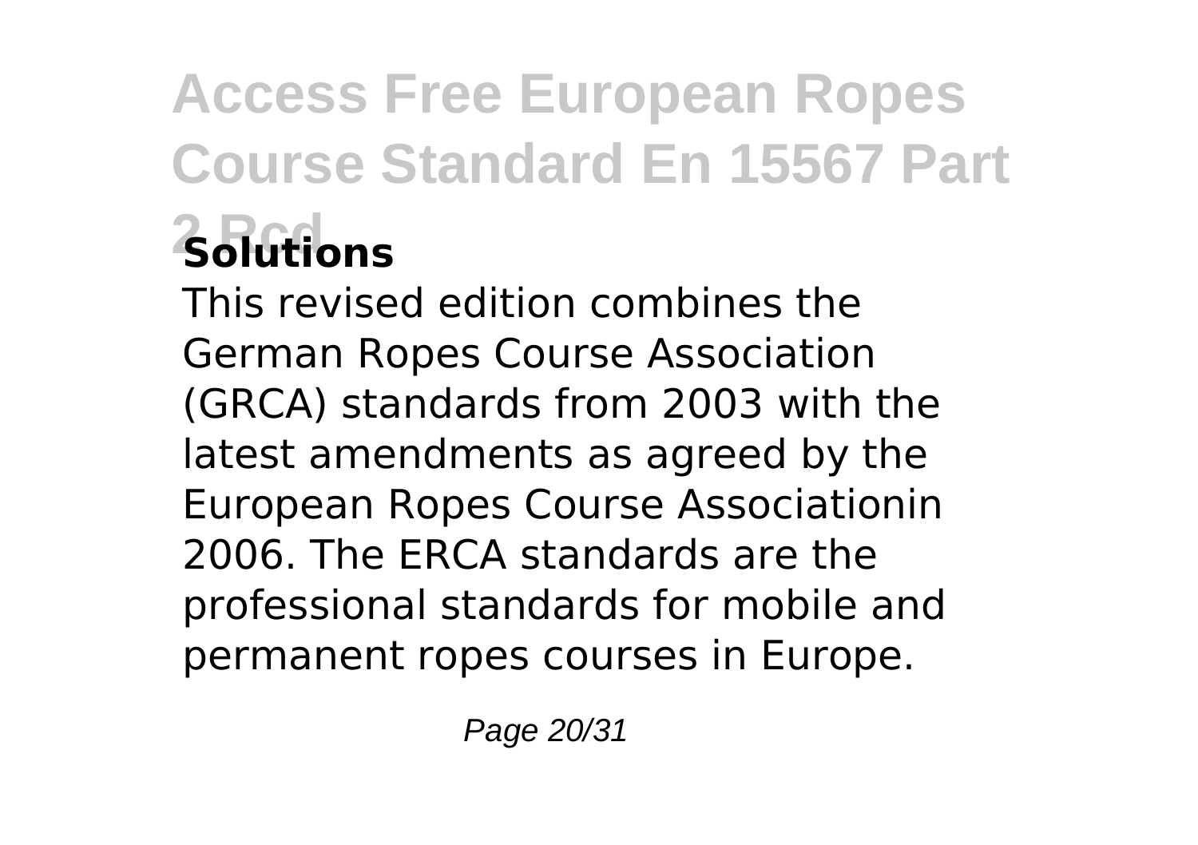This revised edition combines the German Ropes Course Association (GRCA) standards from 2003 with the latest amendments as agreed by the European Ropes Course Associationin 2006. The ERCA standards are the professional standards for mobile and permanent ropes courses in Europe.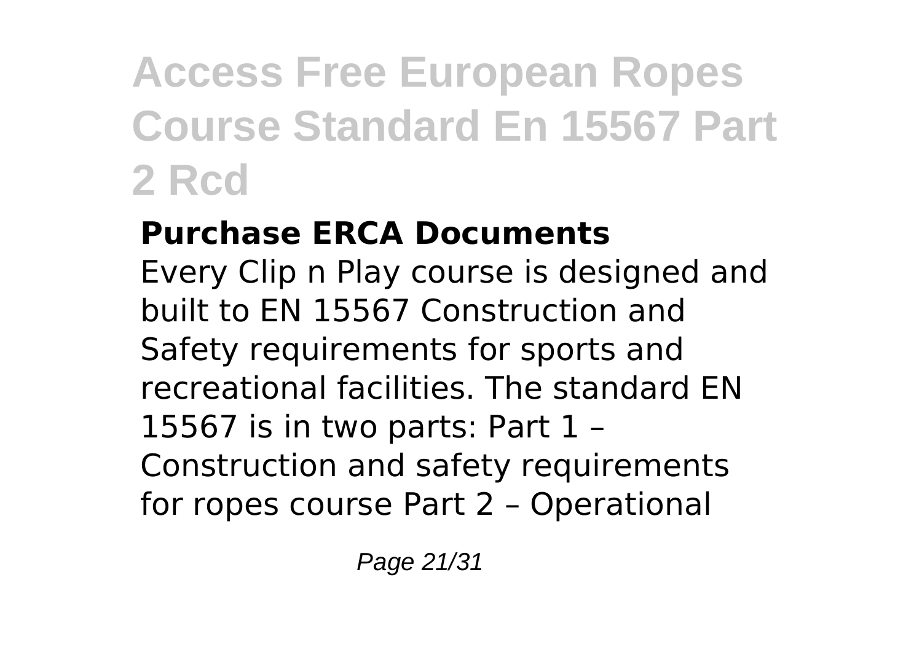## Purchase ERCA Documents

Every Clip n Play course is designed and built to EN 15567 Construction and Safety requirements for sports and recreational facilities. The standard EN 15567 is in two parts: Part 1 – Construction and safety requirements for ropes course Part 2 – Operational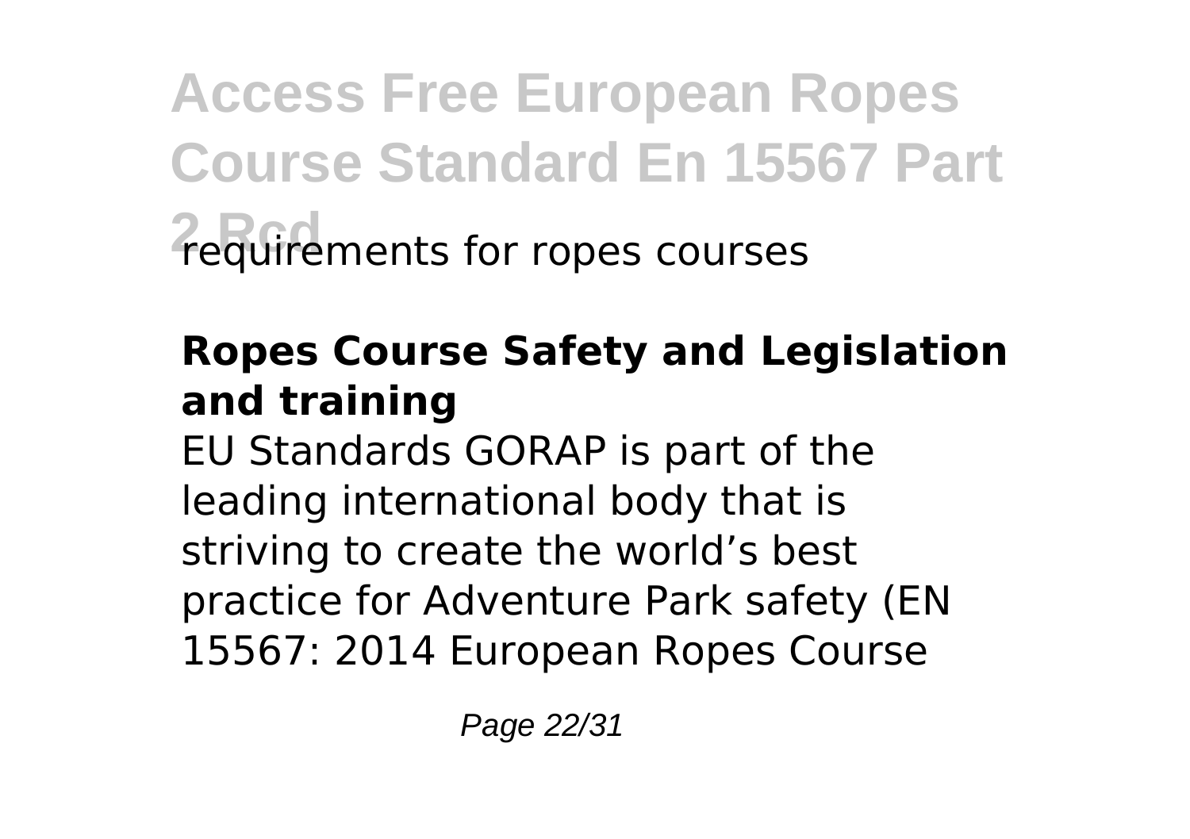requirements for ropes courses

**Ropes Course Safety and Legislation and training**

EU Standards GORAP is part of the leading international body that is striving to create the world's best practice for Adventure Park safety (EN 15567: 2014 European Ropes Course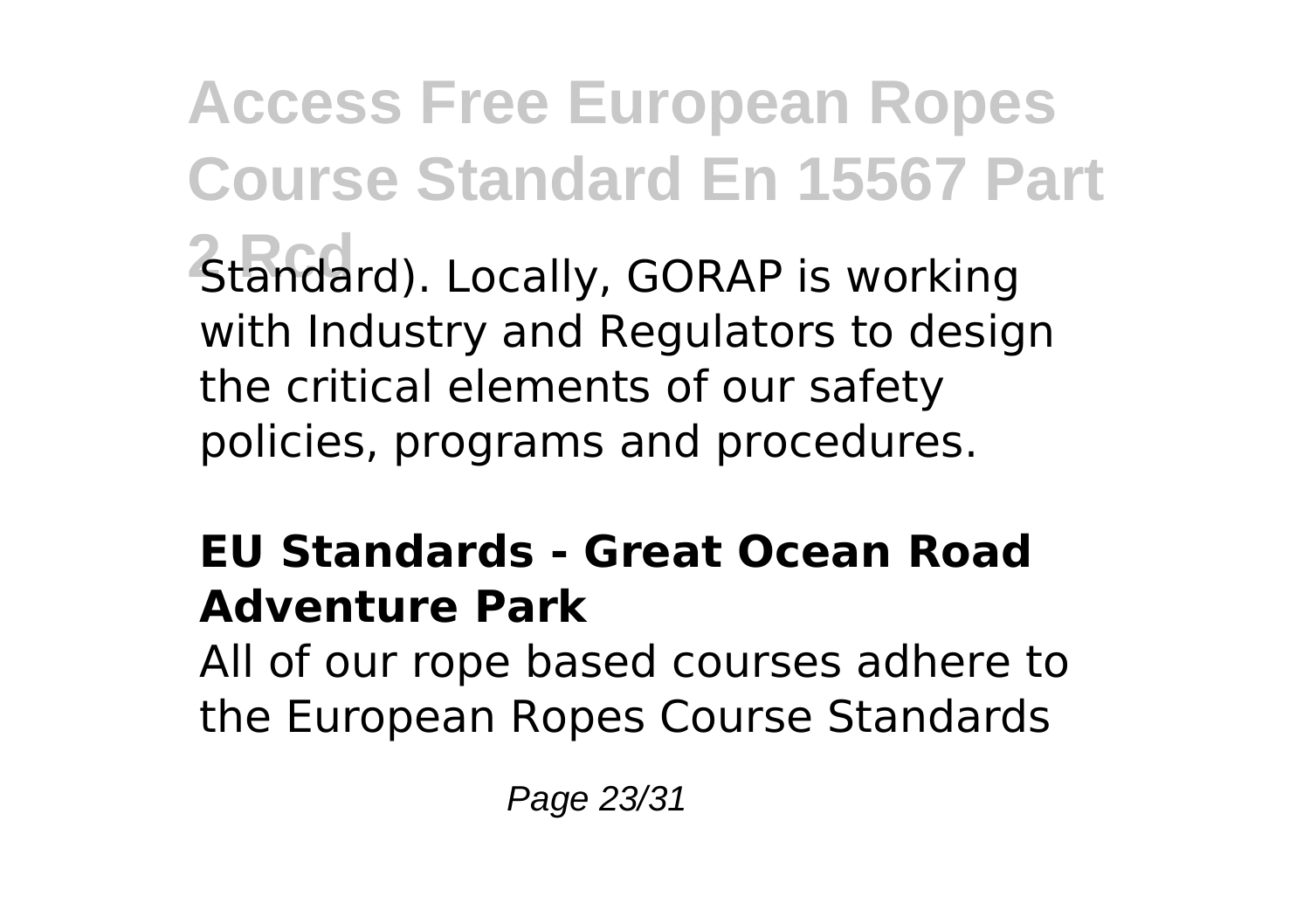Standard). Locally, GORAP is working with Industry and Regulators to design the critical elements of our safety policies, programs and procedures.

### EU Standards - Great Ocean Road Adventure Park

All of our rope based courses adhere to the European Ropes Course Standards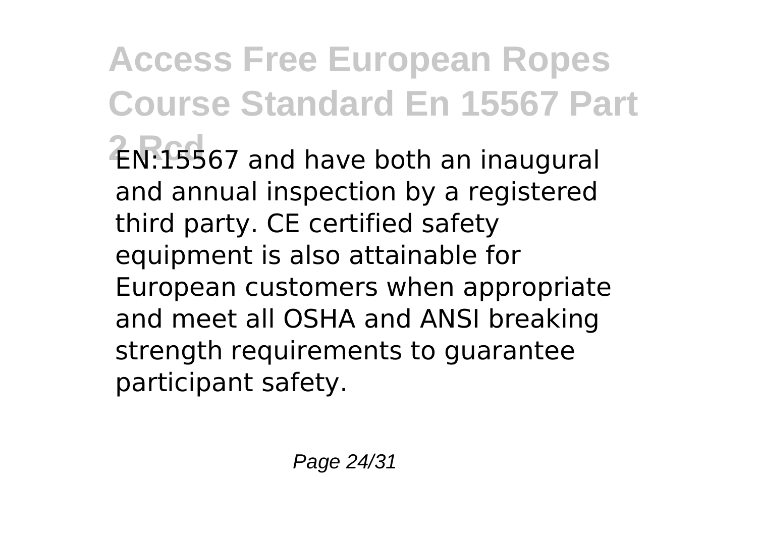EN:15567 and have both an inaugural and annual inspection by a registered third party. CE certified safety equipment is also attainable for European customers when appropriate and meet all OSHA and ANSI breaking strength requirements to guarantee participant safety.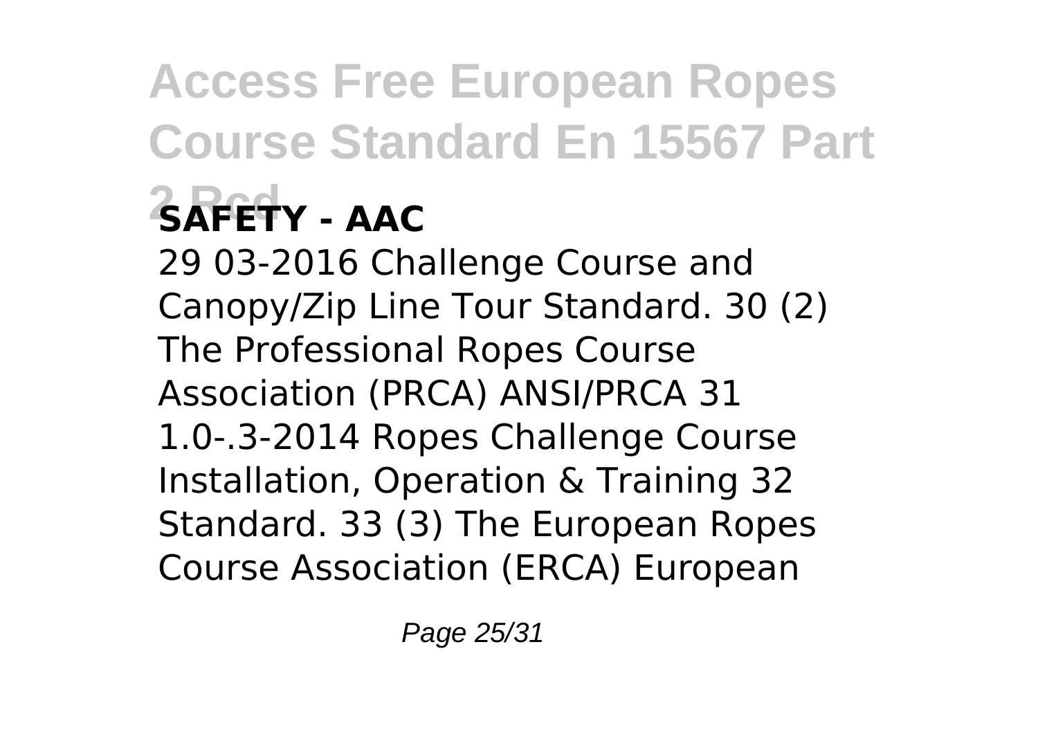**SAFETY - AAC**

29 03-2016 Challenge Course and Canopy/Zip Line Tour Standard. 30 (2) The Professional Ropes Course Association (PRCA) ANSI/PRCA 31 1.0-.3-2014 Ropes Challenge Course Installation, Operation & Training 32 Standard. 33 (3) The European Ropes Course Association (ERCA) European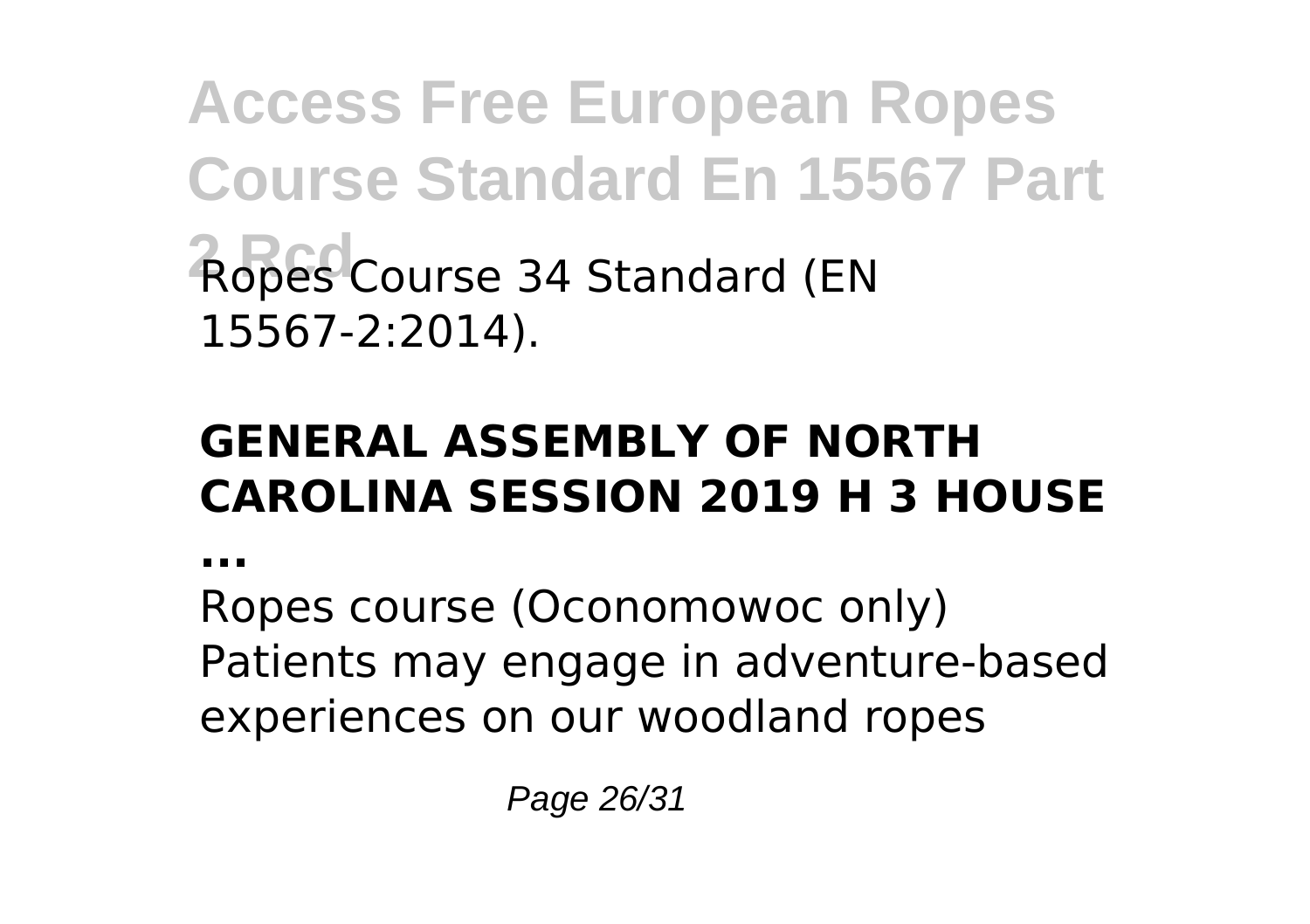Ropes Course 34 Standard (EN 15567-2:2014).

## GENERAL ASSEMBLY OF NORTH CAROLINA SESSION 2019 H 3 HOUSE ...

Ropes course (Oconomowoc only) Patients may engage in adventure-based experiences on our woodland ropes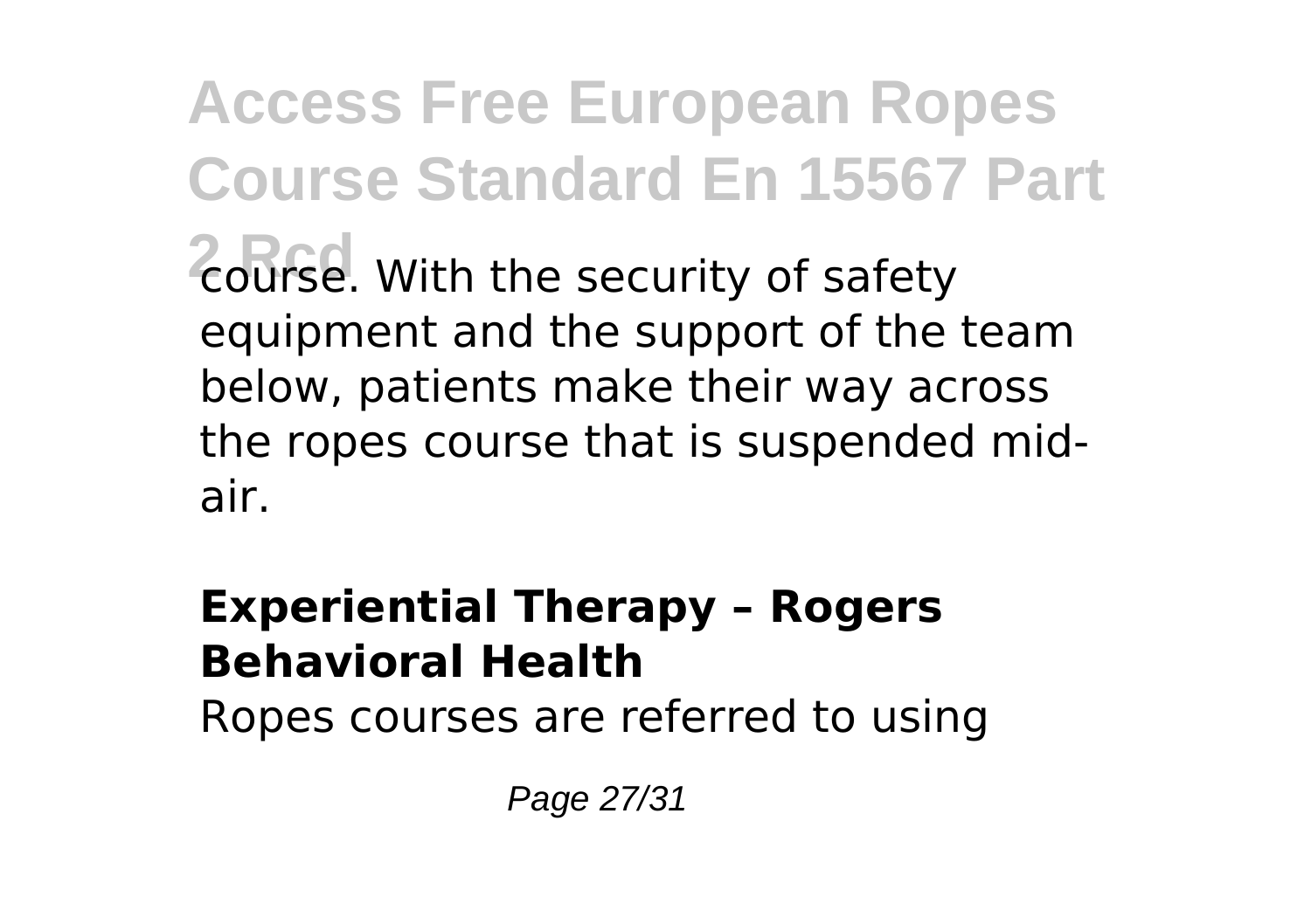course. With the security of safety equipment and the support of the team below, patients make their way across the ropes course that is suspended mid-air.

**Experiential Therapy – Rogers Behavioral Health**

Ropes courses are referred to using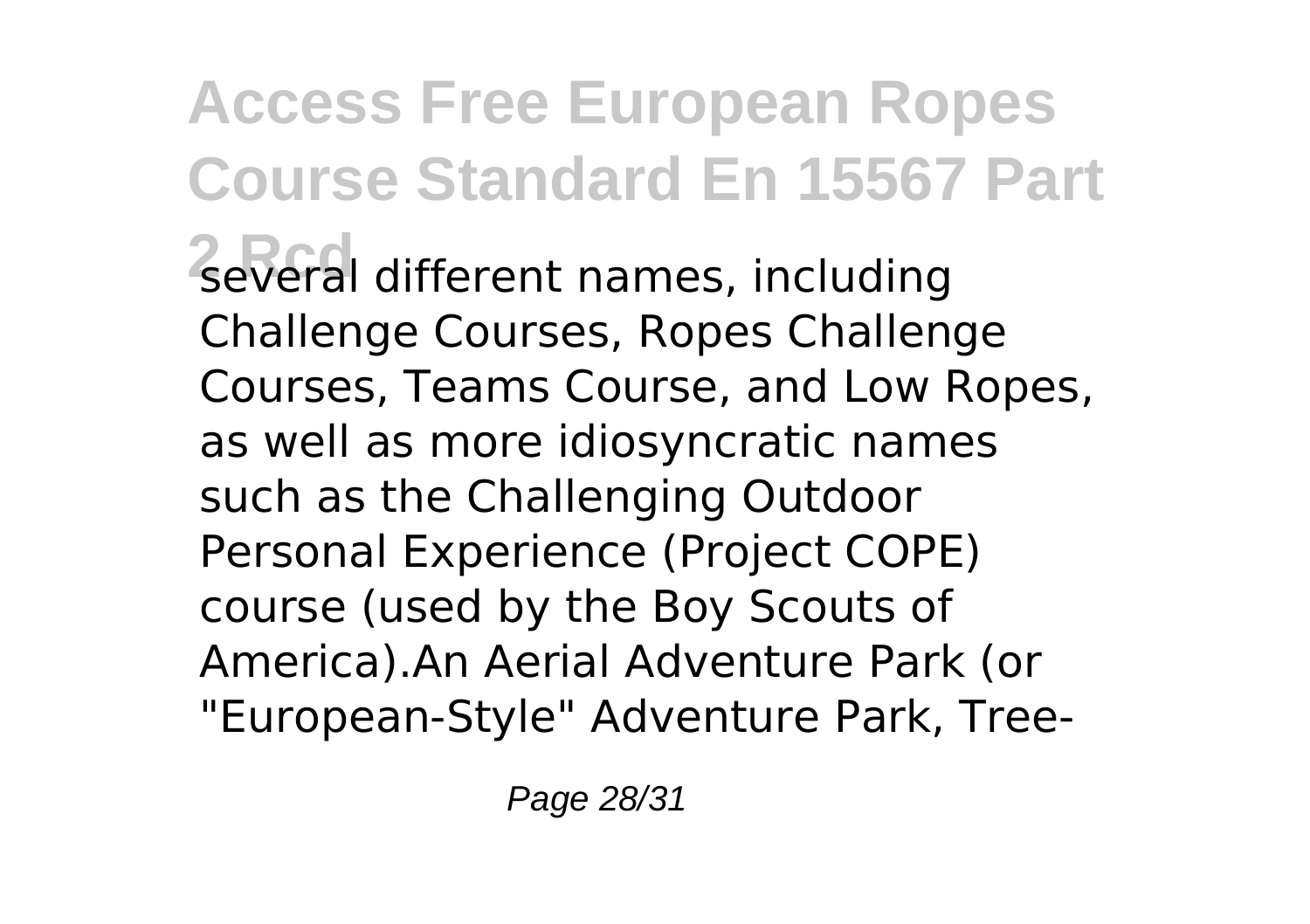several different names, including Challenge Courses, Ropes Challenge Courses, Teams Course, and Low Ropes, as well as more idiosyncratic names such as the Challenging Outdoor Personal Experience (Project COPE) course (used by the Boy Scouts of America).An Aerial Adventure Park (or "European-Style" Adventure Park, Tree-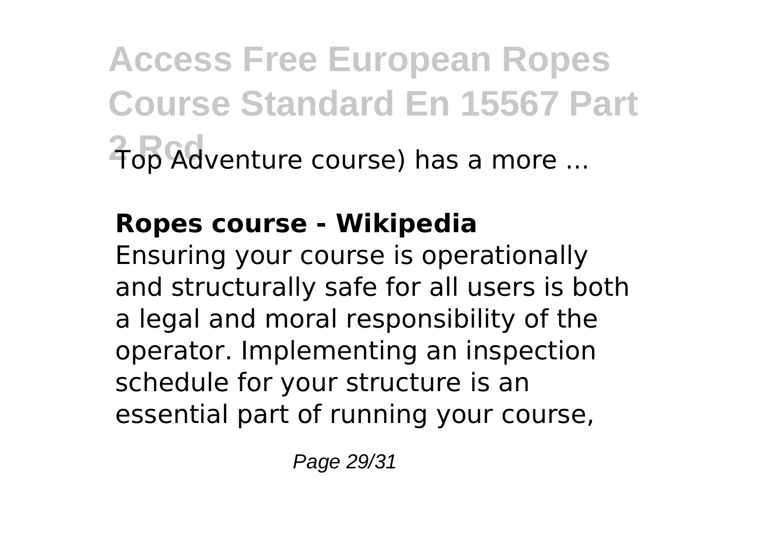Top Adventure course) has a more ...

**Ropes course - Wikipedia**

Ensuring your course is operationally and structurally safe for all users is both a legal and moral responsibility of the operator. Implementing an inspection schedule for your structure is an essential part of running your course,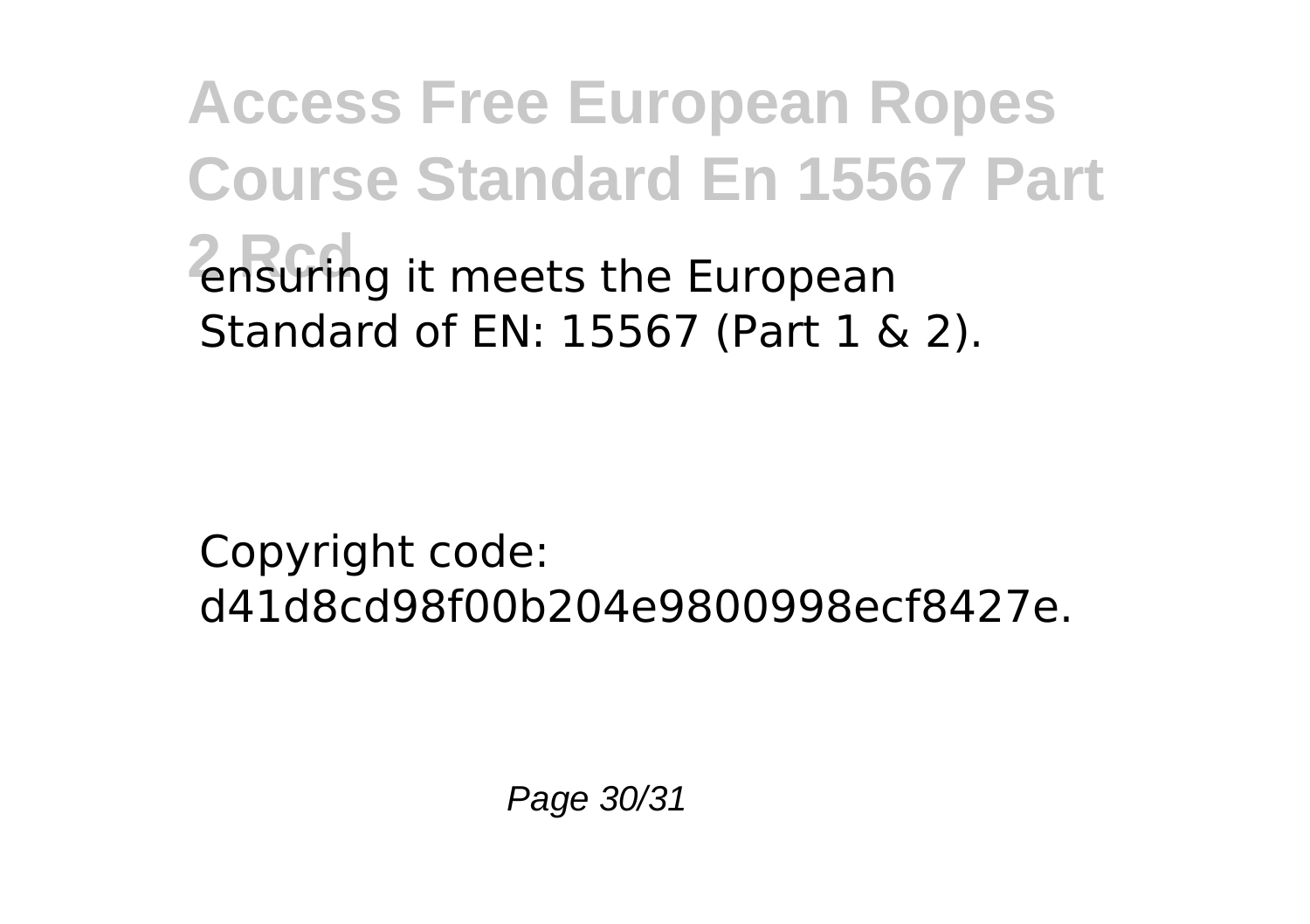ensuring it meets the European Standard of EN: 15567 (Part 1 & 2).

Copyright code: d41d8cd98f00b204e9800998ecf8427e.